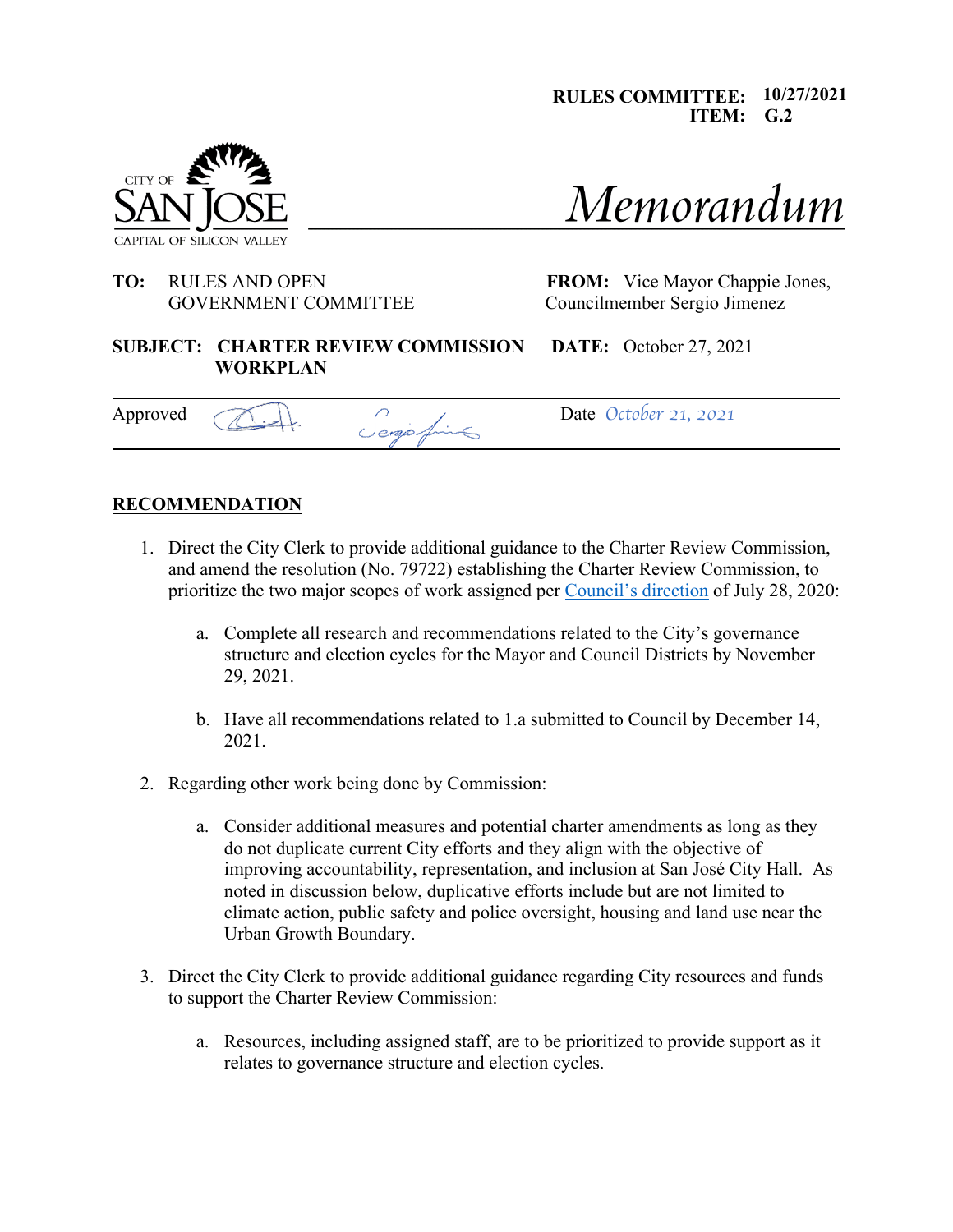RULES COMMITTEE: 10/27/2021
ITEM: G.2

CITY OF SAN JOSE
CAPITAL OF SILICON VALLEY

# Memorandum

**TO:** RULES AND OPEN GOVERNMENT COMMITTEE

**FROM:** Vice Mayor Chappie Jones, Councilmember Sergio Jimenez

**SUBJECT: CHARTER REVIEW COMMISSION WORKPLAN**

**DATE:** October 27, 2021

Approved Date October 21, 2021

## RECOMMENDATION

1. Direct the City Clerk to provide additional guidance to the Charter Review Commission, and amend the resolution (No. 79722) establishing the Charter Review Commission, to prioritize the two major scopes of work assigned per Council's direction of July 28, 2020:

   a. Complete all research and recommendations related to the City's governance structure and election cycles for the Mayor and Council Districts by November 29, 2021.

   b. Have all recommendations related to 1.a submitted to Council by December 14, 2021.

2. Regarding other work being done by Commission:

   a. Consider additional measures and potential charter amendments as long as they do not duplicate current City efforts and they align with the objective of improving accountability, representation, and inclusion at San José City Hall. As noted in discussion below, duplicative efforts include but are not limited to climate action, public safety and police oversight, housing and land use near the Urban Growth Boundary.

3. Direct the City Clerk to provide additional guidance regarding City resources and funds to support the Charter Review Commission:

   a. Resources, including assigned staff, are to be prioritized to provide support as it relates to governance structure and election cycles.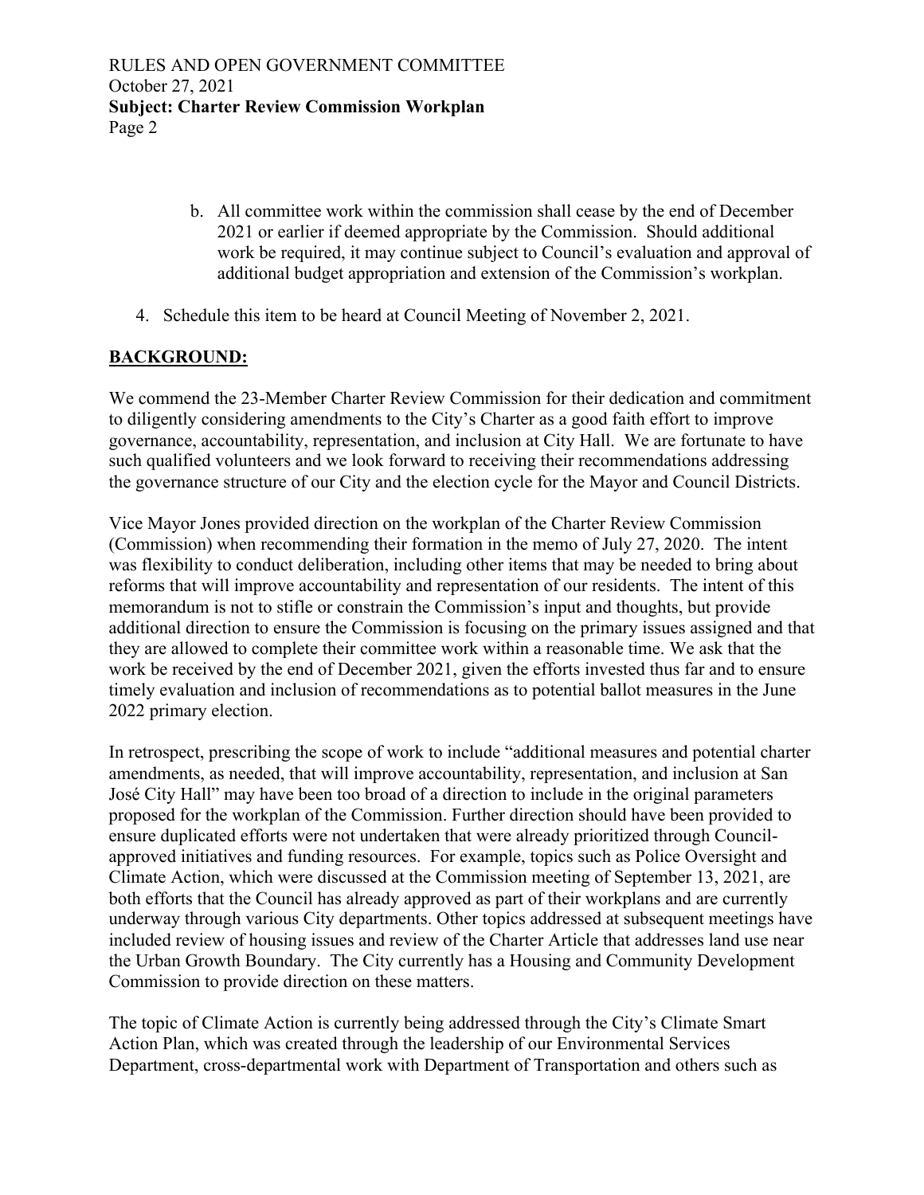b. All committee work within the commission shall cease by the end of December 2021 or earlier if deemed appropriate by the Commission. Should additional work be required, it may continue subject to Council's evaluation and approval of additional budget appropriation and extension of the Commission's workplan.

4. Schedule this item to be heard at Council Meeting of November 2, 2021.

## BACKGROUND:

We commend the 23-Member Charter Review Commission for their dedication and commitment to diligently considering amendments to the City's Charter as a good faith effort to improve governance, accountability, representation, and inclusion at City Hall. We are fortunate to have such qualified volunteers and we look forward to receiving their recommendations addressing the governance structure of our City and the election cycle for the Mayor and Council Districts.

Vice Mayor Jones provided direction on the workplan of the Charter Review Commission (Commission) when recommending their formation in the memo of July 27, 2020. The intent was flexibility to conduct deliberation, including other items that may be needed to bring about reforms that will improve accountability and representation of our residents. The intent of this memorandum is not to stifle or constrain the Commission's input and thoughts, but provide additional direction to ensure the Commission is focusing on the primary issues assigned and that they are allowed to complete their committee work within a reasonable time. We ask that the work be received by the end of December 2021, given the efforts invested thus far and to ensure timely evaluation and inclusion of recommendations as to potential ballot measures in the June 2022 primary election.

In retrospect, prescribing the scope of work to include "additional measures and potential charter amendments, as needed, that will improve accountability, representation, and inclusion at San José City Hall" may have been too broad of a direction to include in the original parameters proposed for the workplan of the Commission. Further direction should have been provided to ensure duplicated efforts were not undertaken that were already prioritized through Council-approved initiatives and funding resources. For example, topics such as Police Oversight and Climate Action, which were discussed at the Commission meeting of September 13, 2021, are both efforts that the Council has already approved as part of their workplans and are currently underway through various City departments. Other topics addressed at subsequent meetings have included review of housing issues and review of the Charter Article that addresses land use near the Urban Growth Boundary. The City currently has a Housing and Community Development Commission to provide direction on these matters.

The topic of Climate Action is currently being addressed through the City's Climate Smart Action Plan, which was created through the leadership of our Environmental Services Department, cross-departmental work with Department of Transportation and others such as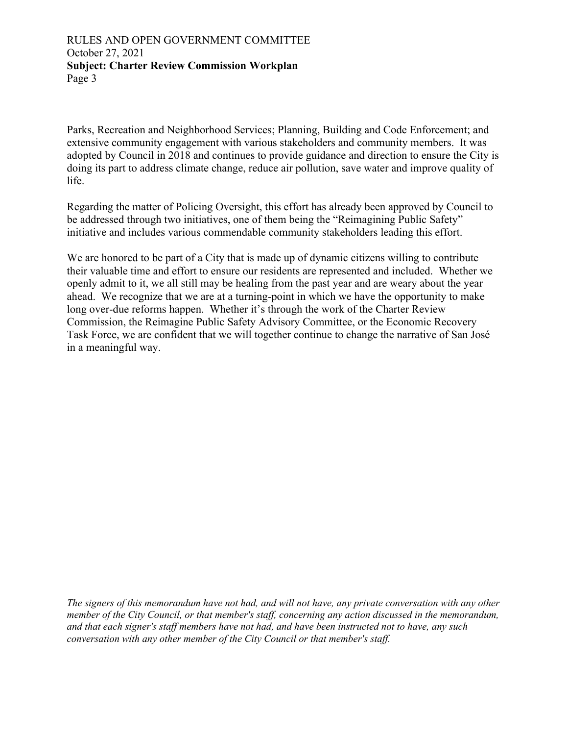Parks, Recreation and Neighborhood Services; Planning, Building and Code Enforcement; and extensive community engagement with various stakeholders and community members. It was adopted by Council in 2018 and continues to provide guidance and direction to ensure the City is doing its part to address climate change, reduce air pollution, save water and improve quality of life.

Regarding the matter of Policing Oversight, this effort has already been approved by Council to be addressed through two initiatives, one of them being the "Reimagining Public Safety" initiative and includes various commendable community stakeholders leading this effort.

We are honored to be part of a City that is made up of dynamic citizens willing to contribute their valuable time and effort to ensure our residents are represented and included. Whether we openly admit to it, we all still may be healing from the past year and are weary about the year ahead. We recognize that we are at a turning-point in which we have the opportunity to make long over-due reforms happen. Whether it's through the work of the Charter Review Commission, the Reimagine Public Safety Advisory Committee, or the Economic Recovery Task Force, we are confident that we will together continue to change the narrative of San José in a meaningful way.

*The signers of this memorandum have not had, and will not have, any private conversation with any other member of the City Council, or that member's staff, concerning any action discussed in the memorandum, and that each signer's staff members have not had, and have been instructed not to have, any such conversation with any other member of the City Council or that member's staff.*